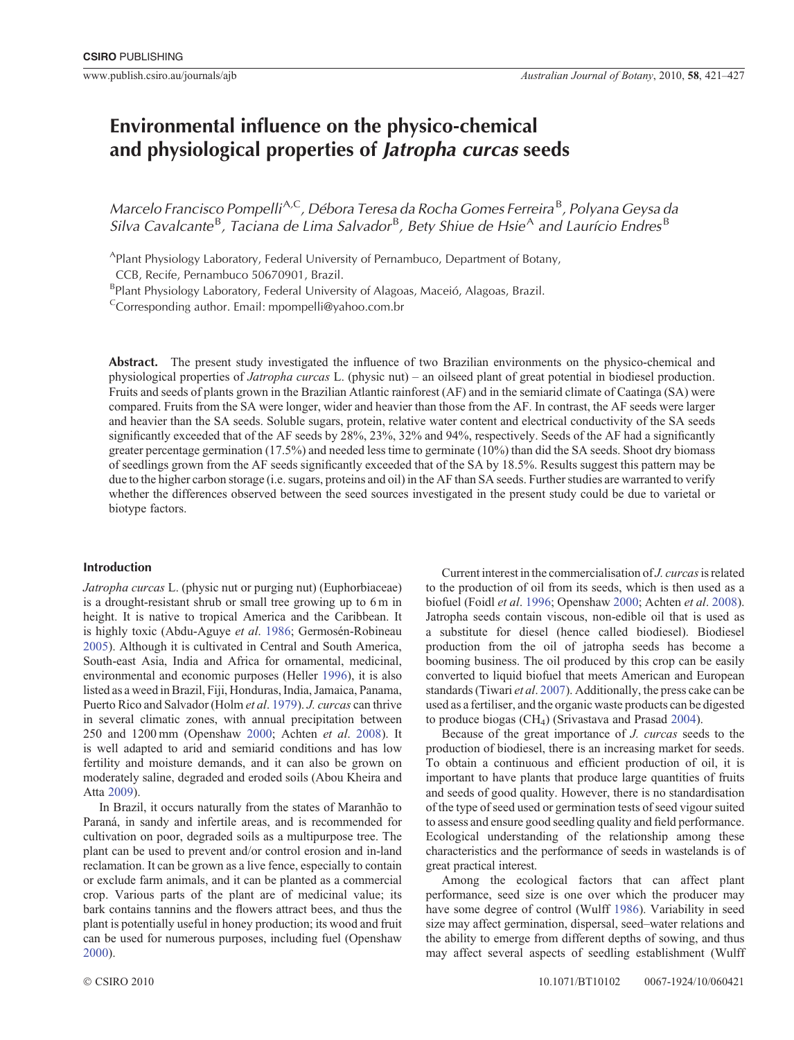# Environmental influence on the physico-chemical and physiological properties of *Jatropha curcas* seeds

*Marcelo Francisco Pompelli*[A,C], *Débora Teresa da Rocha Gomes Ferreira*[B], *Polyana Geysa da Silva Cavalcante*[B], *Taciana de Lima Salvador*[B], *Bety Shiue de Hsie*[A] *and Laurício Endres*[B]

[A]Plant Physiology Laboratory, Federal University of Pernambuco, Department of Botany, CCB, Recife, Pernambuco 50670901, Brazil.

[B]Plant Physiology Laboratory, Federal University of Alagoas, Maceió, Alagoas, Brazil.

[C]Corresponding author. Email: mpompelli@yahoo.com.br

**Abstract.** The present study investigated the influence of two Brazilian environments on the physico-chemical and physiological properties of *Jatropha curcas* L. (physic nut) – an oilseed plant of great potential in biodiesel production. Fruits and seeds of plants grown in the Brazilian Atlantic rainforest (AF) and in the semiarid climate of Caatinga (SA) were compared. Fruits from the SA were longer, wider and heavier than those from the AF. In contrast, the AF seeds were larger and heavier than the SA seeds. Soluble sugars, protein, relative water content and electrical conductivity of the SA seeds significantly exceeded that of the AF seeds by 28%, 23%, 32% and 94%, respectively. Seeds of the AF had a significantly greater percentage germination (17.5%) and needed less time to germinate (10%) than did the SA seeds. Shoot dry biomass of seedlings grown from the AF seeds significantly exceeded that of the SA by 18.5%. Results suggest this pattern may be due to the higher carbon storage (i.e. sugars, proteins and oil) in the AF than SA seeds. Further studies are warranted to verify whether the differences observed between the seed sources investigated in the present study could be due to varietal or biotype factors.

## Introduction

*Jatropha curcas* L. (physic nut or purging nut) (Euphorbiaceae) is a drought-resistant shrub or small tree growing up to 6 m in height. It is native to tropical America and the Caribbean. It is highly toxic (Abdu-Aguye *et al*. 1986; Germosén-Robineau 2005). Although it is cultivated in Central and South America, South-east Asia, India and Africa for ornamental, medicinal, environmental and economic purposes (Heller 1996), it is also listed as a weed in Brazil, Fiji, Honduras, India, Jamaica, Panama, Puerto Rico and Salvador (Holm *et al*. 1979). *J. curcas* can thrive in several climatic zones, with annual precipitation between 250 and 1200 mm (Openshaw 2000; Achten *et al*. 2008). It is well adapted to arid and semiarid conditions and has low fertility and moisture demands, and it can also be grown on moderately saline, degraded and eroded soils (Abou Kheira and Atta 2009).

In Brazil, it occurs naturally from the states of Maranhão to Paraná, in sandy and infertile areas, and is recommended for cultivation on poor, degraded soils as a multipurpose tree. The plant can be used to prevent and/or control erosion and in-land reclamation. It can be grown as a live fence, especially to contain or exclude farm animals, and it can be planted as a commercial crop. Various parts of the plant are of medicinal value; its bark contains tannins and the flowers attract bees, and thus the plant is potentially useful in honey production; its wood and fruit can be used for numerous purposes, including fuel (Openshaw 2000).

Current interest in the commercialisation of *J. curcas* is related to the production of oil from its seeds, which is then used as a biofuel (Foidl *et al*. 1996; Openshaw 2000; Achten *et al*. 2008). Jatropha seeds contain viscous, non-edible oil that is used as a substitute for diesel (hence called biodiesel). Biodiesel production from the oil of jatropha seeds has become a booming business. The oil produced by this crop can be easily converted to liquid biofuel that meets American and European standards (Tiwari *et al*. 2007). Additionally, the press cake can be used as a fertiliser, and the organic waste products can be digested to produce biogas ($CH_4$) (Srivastava and Prasad 2004).

Because of the great importance of *J. curcas* seeds to the production of biodiesel, there is an increasing market for seeds. To obtain a continuous and efficient production of oil, it is important to have plants that produce large quantities of fruits and seeds of good quality. However, there is no standardisation of the type of seed used or germination tests of seed vigour suited to assess and ensure good seedling quality and field performance. Ecological understanding of the relationship among these characteristics and the performance of seeds in wastelands is of great practical interest.

Among the ecological factors that can affect plant performance, seed size is one over which the producer may have some degree of control (Wulff 1986). Variability in seed size may affect germination, dispersal, seed–water relations and the ability to emerge from different depths of sowing, and thus may affect several aspects of seedling establishment (Wulff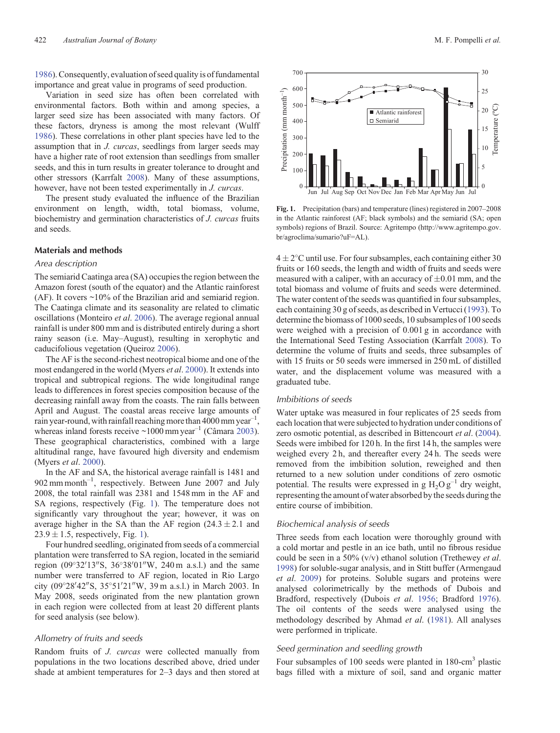1986). Consequently, evaluation of seed quality is of fundamental importance and great value in programs of seed production.

Variation in seed size has often been correlated with environmental factors. Both within and among species, a larger seed size has been associated with many factors. Of these factors, dryness is among the most relevant (Wulff 1986). These correlations in other plant species have led to the assumption that in *J. curcas*, seedlings from larger seeds may have a higher rate of root extension than seedlings from smaller seeds, and this in turn results in greater tolerance to drought and other stressors (Karrfalt 2008). Many of these assumptions, however, have not been tested experimentally in *J. curcas*.

The present study evaluated the influence of the Brazilian environment on length, width, total biomass, volume, biochemistry and germination characteristics of *J. curcas* fruits and seeds.

## Materials and methods

### Area description

The semiarid Caatinga area (SA) occupies the region between the Amazon forest (south of the equator) and the Atlantic rainforest (AF). It covers ~10% of the Brazilian arid and semiarid region. The Caatinga climate and its seasonality are related to climatic oscillations (Monteiro *et al*. 2006). The average regional annual rainfall is under 800 mm and is distributed entirely during a short rainy season (i.e. May–August), resulting in xerophytic and caducifolious vegetation (Queiroz 2006).

The AF is the second-richest neotropical biome and one of the most endangered in the world (Myers *et al*. 2000). It extends into tropical and subtropical regions. The wide longitudinal range leads to differences in forest species composition because of the decreasing rainfall away from the coasts. The rain falls between April and August. The coastal areas receive large amounts of rain year-round, with rainfall reaching more than 4000 mm year$^{-1}$, whereas inland forests receive ~1000 mm year$^{-1}$ (Câmara 2003). These geographical characteristics, combined with a large altitudinal range, have favoured high diversity and endemism (Myers *et al*. 2000).

In the AF and SA, the historical average rainfall is 1481 and 902 mm month$^{-1}$, respectively. Between June 2007 and July 2008, the total rainfall was 2381 and 1548 mm in the AF and SA regions, respectively (Fig. 1). The temperature does not significantly vary throughout the year; however, it was on average higher in the SA than the AF region ($24.3 \pm 2.1$ and $23.9 \pm 1.5$, respectively, Fig. 1).

Four hundred seedling, originated from seeds of a commercial plantation were transferred to SA region, located in the semiarid region (09°32′13″S, 36°38′01″W, 240 m a.s.l.) and the same number were transferred to AF region, located in Rio Largo city (09°28′42″S, 35°51′21″W, 39 m a.s.l.) in March 2003. In May 2008, seeds originated from the new plantation grown in each region were collected from at least 20 different plants for seed analysis (see below).

### Allometry of fruits and seeds

Random fruits of *J. curcas* were collected manually from populations in the two locations described above, dried under shade at ambient temperatures for 2–3 days and then stored at $4 \pm 2$°C until use. For four subsamples, each containing either 30 fruits or 160 seeds, the length and width of fruits and seeds were measured with a caliper, with an accuracy of $\pm 0.01$ mm, and the total biomass and volume of fruits and seeds were determined. The water content of the seeds was quantified in four subsamples, each containing 30 g of seeds, as described in Vertucci (1993). To determine the biomass of 1000 seeds, 10 subsamples of 100 seeds were weighed with a precision of 0.001 g in accordance with the International Seed Testing Association (Karrfalt 2008). To determine the volume of fruits and seeds, three subsamples of with 15 fruits or 50 seeds were immersed in 250 mL of distilled water, and the displacement volume was measured with a graduated tube.

Fig. 1. Precipitation (bars) and temperature (lines) registered in 2007–2008 in the Atlantic rainforest (AF; black symbols) and the semiarid (SA; open symbols) regions of Brazil. Source: Agritempo (http://www.agritempo.gov.br/agroclima/sumario?uF=AL).

### Imbibitions of seeds

Water uptake was measured in four replicates of 25 seeds from each location that were subjected to hydration under conditions of zero osmotic potential, as described in Bittencourt *et al*. (2004). Seeds were imbibed for 120 h. In the first 14 h, the samples were weighed every 2 h, and thereafter every 24 h. The seeds were removed from the imbibition solution, reweighed and then returned to a new solution under conditions of zero osmotic potential. The results were expressed in g $H_2O$ g$^{-1}$ dry weight, representing the amount of water absorbed by the seeds during the entire course of imbibition.

### Biochemical analysis of seeds

Three seeds from each location were thoroughly ground with a cold mortar and pestle in an ice bath, until no fibrous residue could be seen in a 50% (v/v) ethanol solution (Trethewey *et al*. 1998) for soluble-sugar analysis, and in Stitt buffer (Armengaud *et al*. 2009) for proteins. Soluble sugars and proteins were analysed colorimetrically by the methods of Dubois and Bradford, respectively (Dubois *et al*. 1956; Bradford 1976). The oil contents of the seeds were analysed using the methodology described by Ahmad *et al*. (1981). All analyses were performed in triplicate.

### Seed germination and seedling growth

Four subsamples of 100 seeds were planted in 180-cm$^3$ plastic bags filled with a mixture of soil, sand and organic matter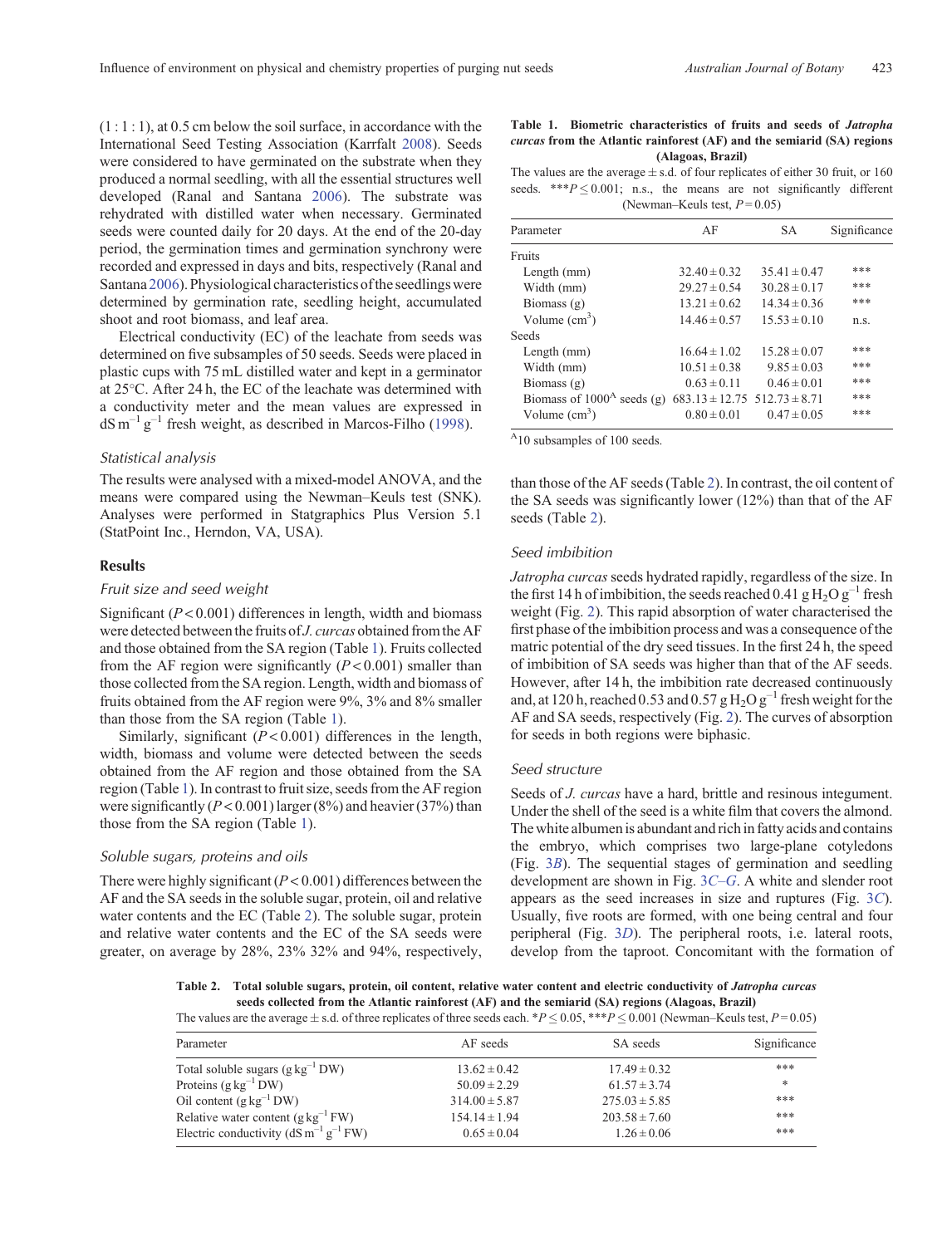(1 : 1 : 1), at 0.5 cm below the soil surface, in accordance with the International Seed Testing Association (Karrfalt 2008). Seeds were considered to have germinated on the substrate when they produced a normal seedling, with all the essential structures well developed (Ranal and Santana 2006). The substrate was rehydrated with distilled water when necessary. Germinated seeds were counted daily for 20 days. At the end of the 20-day period, the germination times and germination synchrony were recorded and expressed in days and bits, respectively (Ranal and Santana 2006). Physiological characteristics of the seedlings were determined by germination rate, seedling height, accumulated shoot and root biomass, and leaf area.

Electrical conductivity (EC) of the leachate from seeds was determined on five subsamples of 50 seeds. Seeds were placed in plastic cups with 75 mL distilled water and kept in a germinator at 25°C. After 24 h, the EC of the leachate was determined with a conductivity meter and the mean values are expressed in $dS\,m^{-1}\,g^{-1}$ fresh weight, as described in Marcos-Filho (1998).

### Statistical analysis

The results were analysed with a mixed-model ANOVA, and the means were compared using the Newman–Keuls test (SNK). Analyses were performed in Statgraphics Plus Version 5.1 (StatPoint Inc., Herndon, VA, USA).

## Results

### Fruit size and seed weight

Significant ($P < 0.001$) differences in length, width and biomass were detected between the fruits of *J. curcas* obtained from the AF and those obtained from the SA region (Table 1). Fruits collected from the AF region were significantly ($P < 0.001$) smaller than those collected from the SA region. Length, width and biomass of fruits obtained from the AF region were 9%, 3% and 8% smaller than those from the SA region (Table 1).

Similarly, significant ($P < 0.001$) differences in the length, width, biomass and volume were detected between the seeds obtained from the AF region and those obtained from the SA region (Table 1). In contrast to fruit size, seeds from the AF region were significantly ($P < 0.001$) larger (8%) and heavier (37%) than those from the SA region (Table 1).

### Soluble sugars, proteins and oils

There were highly significant ($P < 0.001$) differences between the AF and the SA seeds in the soluble sugar, protein, oil and relative water contents and the EC (Table 2). The soluble sugar, protein and relative water contents and the EC of the SA seeds were greater, on average by 28%, 23% 32% and 94%, respectively, than those of the AF seeds (Table 2). In contrast, the oil content of the SA seeds was significantly lower (12%) than that of the AF seeds (Table 2).

**Table 1. Biometric characteristics of fruits and seeds of *Jatropha curcas* from the Atlantic rainforest (AF) and the semiarid (SA) regions (Alagoas, Brazil)**

The values are the average ± s.d. of four replicates of either 30 fruit, or 160 seeds. ***$P \leq 0.001$; n.s., the means are not significantly different (Newman–Keuls test, $P = 0.05$)

| Parameter | AF | SA | Significance |
|---|---|---|---|
| Fruits | | | |
| Length (mm) | 32.40 ± 0.32 | 35.41 ± 0.47 | *** |
| Width (mm) | 29.27 ± 0.54 | 30.28 ± 0.17 | *** |
| Biomass (g) | 13.21 ± 0.62 | 14.34 ± 0.36 | *** |
| Volume ($cm^3$) | 14.46 ± 0.57 | 15.53 ± 0.10 | n.s. |
| Seeds | | | |
| Length (mm) | 16.64 ± 1.02 | 15.28 ± 0.07 | *** |
| Width (mm) | 10.51 ± 0.38 | 9.85 ± 0.03 | *** |
| Biomass (g) | 0.63 ± 0.11 | 0.46 ± 0.01 | *** |
| Biomass of 1000[A] seeds (g) | 683.13 ± 12.75 | 512.73 ± 8.71 | *** |
| Volume ($cm^3$) | 0.80 ± 0.01 | 0.47 ± 0.05 | *** |

[A]10 subsamples of 100 seeds.

### Seed imbibition

*Jatropha curcas* seeds hydrated rapidly, regardless of the size. In the first 14 h of imbibition, the seeds reached 0.41 $g\,H_2O\,g^{-1}$ fresh weight (Fig. 2). This rapid absorption of water characterised the first phase of the imbibition process and was a consequence of the matric potential of the dry seed tissues. In the first 24 h, the speed of imbibition of SA seeds was higher than that of the AF seeds. However, after 14 h, the imbibition rate decreased continuously and, at 120 h, reached 0.53 and 0.57 $g\,H_2O\,g^{-1}$ fresh weight for the AF and SA seeds, respectively (Fig. 2). The curves of absorption for seeds in both regions were biphasic.

### Seed structure

Seeds of *J. curcas* have a hard, brittle and resinous integument. Under the shell of the seed is a white film that covers the almond. The white albumen is abundant and rich in fatty acids and contains the embryo, which comprises two large-plane cotyledons (Fig. 3*B*). The sequential stages of germination and seedling development are shown in Fig. 3*C*–*G*. A white and slender root appears as the seed increases in size and ruptures (Fig. 3*C*). Usually, five roots are formed, with one being central and four peripheral (Fig. 3*D*). The peripheral roots, i.e. lateral roots, develop from the taproot. Concomitant with the formation of

**Table 2. Total soluble sugars, protein, oil content, relative water content and electric conductivity of *Jatropha curcas* seeds collected from the Atlantic rainforest (AF) and the semiarid (SA) regions (Alagoas, Brazil)**

The values are the average ± s.d. of three replicates of three seeds each. *$P \leq 0.05$, ***$P \leq 0.001$ (Newman–Keuls test, $P = 0.05$)

| Parameter | AF seeds | SA seeds | Significance |
|---|---|---|---|
| Total soluble sugars ($g\,kg^{-1}$ DW) | 13.62 ± 0.42 | 17.49 ± 0.32 | *** |
| Proteins ($g\,kg^{-1}$ DW) | 50.09 ± 2.29 | 61.57 ± 3.74 | * |
| Oil content ($g\,kg^{-1}$ DW) | 314.00 ± 5.87 | 275.03 ± 5.85 | *** |
| Relative water content ($g\,kg^{-1}$ FW) | 154.14 ± 1.94 | 203.58 ± 7.60 | *** |
| Electric conductivity ($dS\,m^{-1}\,g^{-1}$ FW) | 0.65 ± 0.04 | 1.26 ± 0.06 | *** |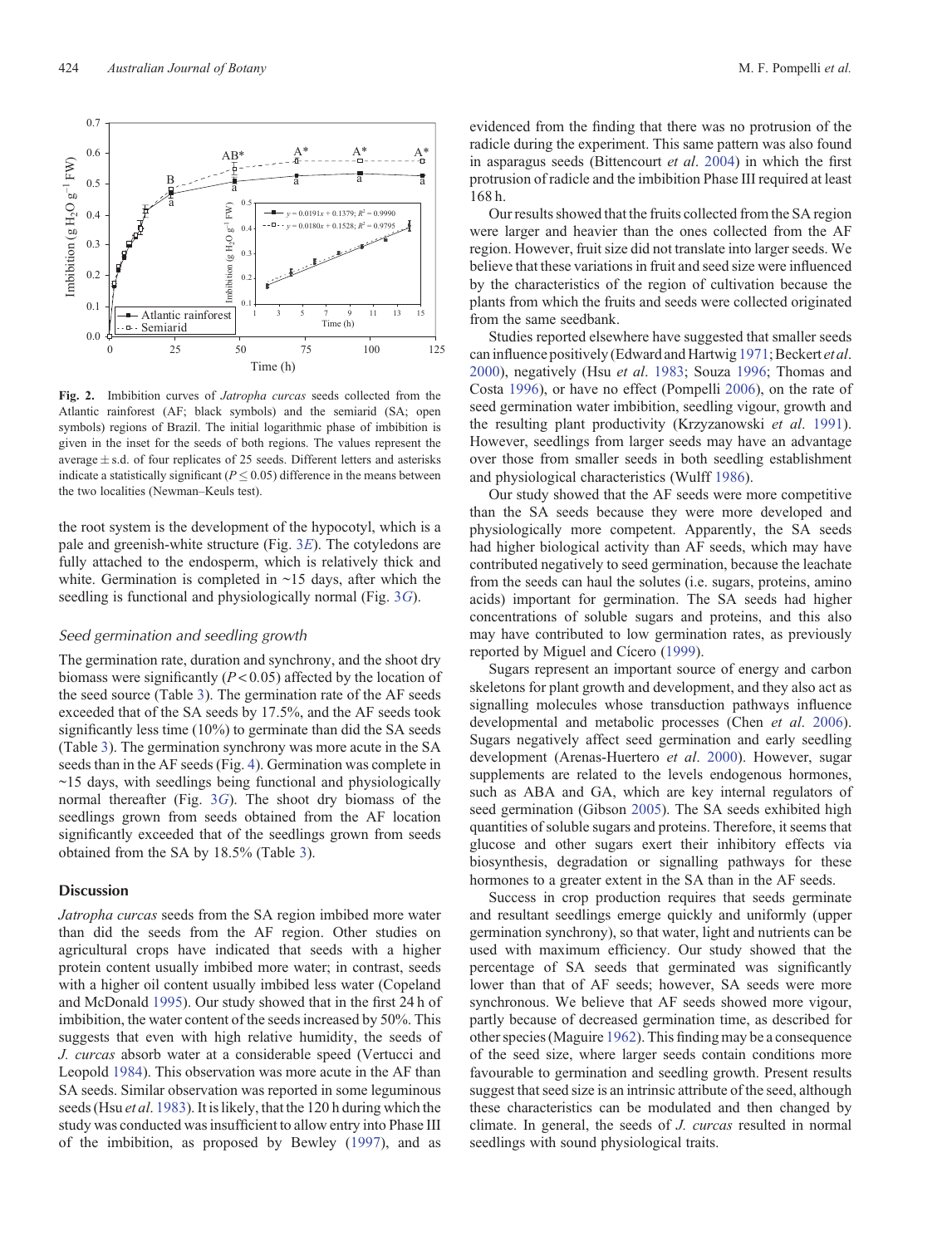**Fig. 2.** Imbibition curves of *Jatropha curcas* seeds collected from the Atlantic rainforest (AF; black symbols) and the semiarid (SA; open symbols) regions of Brazil. The initial logarithmic phase of imbibition is given in the inset for the seeds of both regions. The values represent the average ± s.d. of four replicates of 25 seeds. Different letters and asterisks indicate a statistically significant ($P \leq 0.05$) difference in the means between the two localities (Newman–Keuls test).

the root system is the development of the hypocotyl, which is a pale and greenish-white structure (Fig. 3*E*). The cotyledons are fully attached to the endosperm, which is relatively thick and white. Germination is completed in ~15 days, after which the seedling is functional and physiologically normal (Fig. 3*G*).

### Seed germination and seedling growth

The germination rate, duration and synchrony, and the shoot dry biomass were significantly ($P < 0.05$) affected by the location of the seed source (Table 3). The germination rate of the AF seeds exceeded that of the SA seeds by 17.5%, and the AF seeds took significantly less time (10%) to germinate than did the SA seeds (Table 3). The germination synchrony was more acute in the SA seeds than in the AF seeds (Fig. 4). Germination was complete in ~15 days, with seedlings being functional and physiologically normal thereafter (Fig. 3*G*). The shoot dry biomass of the seedlings grown from seeds obtained from the AF location significantly exceeded that of the seedlings grown from seeds obtained from the SA by 18.5% (Table 3).

## Discussion

*Jatropha curcas* seeds from the SA region imbibed more water than did the seeds from the AF region. Other studies on agricultural crops have indicated that seeds with a higher protein content usually imbibed more water; in contrast, seeds with a higher oil content usually imbibed less water (Copeland and McDonald 1995). Our study showed that in the first 24 h of imbibition, the water content of the seeds increased by 50%. This suggests that even with high relative humidity, the seeds of *J. curcas* absorb water at a considerable speed (Vertucci and Leopold 1984). This observation was more acute in the AF than SA seeds. Similar observation was reported in some leguminous seeds (Hsu *et al*. 1983). It is likely, that the 120 h during which the study was conducted was insufficient to allow entry into Phase III of the imbibition, as proposed by Bewley (1997), and as evidenced from the finding that there was no protrusion of the radicle during the experiment. This same pattern was also found in asparagus seeds (Bittencourt *et al*. 2004) in which the first protrusion of radicle and the imbibition Phase III required at least 168 h.

Our results showed that the fruits collected from the SA region were larger and heavier than the ones collected from the AF region. However, fruit size did not translate into larger seeds. We believe that these variations in fruit and seed size were influenced by the characteristics of the region of cultivation because the plants from which the fruits and seeds were collected originated from the same seedbank.

Studies reported elsewhere have suggested that smaller seeds can influence positively (Edward and Hartwig 1971; Beckert *et al*. 2000), negatively (Hsu *et al*. 1983; Souza 1996; Thomas and Costa 1996), or have no effect (Pompelli 2006), on the rate of seed germination water imbibition, seedling vigour, growth and the resulting plant productivity (Krzyzanowski *et al*. 1991). However, seedlings from larger seeds may have an advantage over those from smaller seeds in both seedling establishment and physiological characteristics (Wulff 1986).

Our study showed that the AF seeds were more competitive than the SA seeds because they were more developed and physiologically more competent. Apparently, the SA seeds had higher biological activity than AF seeds, which may have contributed negatively to seed germination, because the leachate from the seeds can haul the solutes (i.e. sugars, proteins, amino acids) important for germination. The SA seeds had higher concentrations of soluble sugars and proteins, and this also may have contributed to low germination rates, as previously reported by Miguel and Cícero (1999).

Sugars represent an important source of energy and carbon skeletons for plant growth and development, and they also act as signalling molecules whose transduction pathways influence developmental and metabolic processes (Chen *et al*. 2006). Sugars negatively affect seed germination and early seedling development (Arenas-Huertero *et al*. 2000). However, sugar supplements are related to the levels endogenous hormones, such as ABA and GA, which are key internal regulators of seed germination (Gibson 2005). The SA seeds exhibited high quantities of soluble sugars and proteins. Therefore, it seems that glucose and other sugars exert their inhibitory effects via biosynthesis, degradation or signalling pathways for these hormones to a greater extent in the SA than in the AF seeds.

Success in crop production requires that seeds germinate and resultant seedlings emerge quickly and uniformly (upper germination synchrony), so that water, light and nutrients can be used with maximum efficiency. Our study showed that the percentage of SA seeds that germinated was significantly lower than that of AF seeds; however, SA seeds were more synchronous. We believe that AF seeds showed more vigour, partly because of decreased germination time, as described for other species (Maguire 1962). This finding may be a consequence of the seed size, where larger seeds contain conditions more favourable to germination and seedling growth. Present results suggest that seed size is an intrinsic attribute of the seed, although these characteristics can be modulated and then changed by climate. In general, the seeds of *J. curcas* resulted in normal seedlings with sound physiological traits.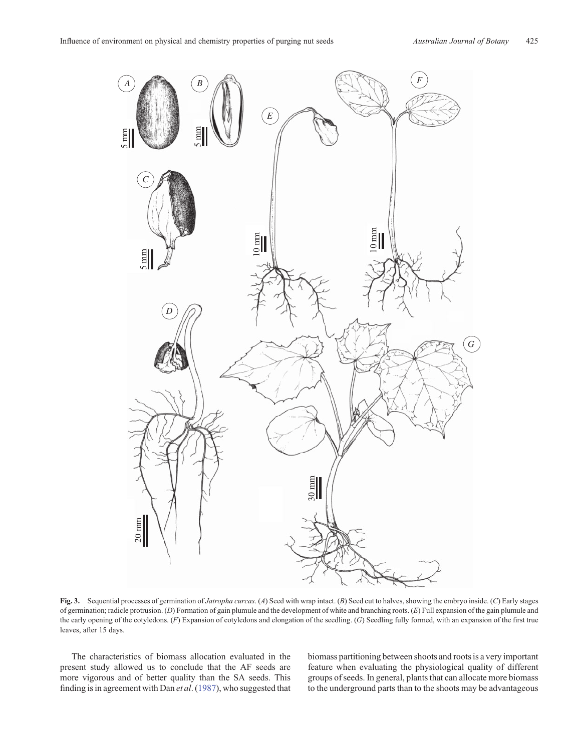**Fig. 3.** Sequential processes of germination of *Jatropha curcas*. (*A*) Seed with wrap intact. (*B*) Seed cut to halves, showing the embryo inside. (*C*) Early stages of germination; radicle protrusion. (*D*) Formation of gain plumule and the development of white and branching roots. (*E*) Full expansion of the gain plumule and the early opening of the cotyledons. (*F*) Expansion of cotyledons and elongation of the seedling. (*G*) Seedling fully formed, with an expansion of the first true leaves, after 15 days.

The characteristics of biomass allocation evaluated in the present study allowed us to conclude that the AF seeds are more vigorous and of better quality than the SA seeds. This finding is in agreement with Dan *et al*. (1987), who suggested that biomass partitioning between shoots and roots is a very important feature when evaluating the physiological quality of different groups of seeds. In general, plants that can allocate more biomass to the underground parts than to the shoots may be advantageous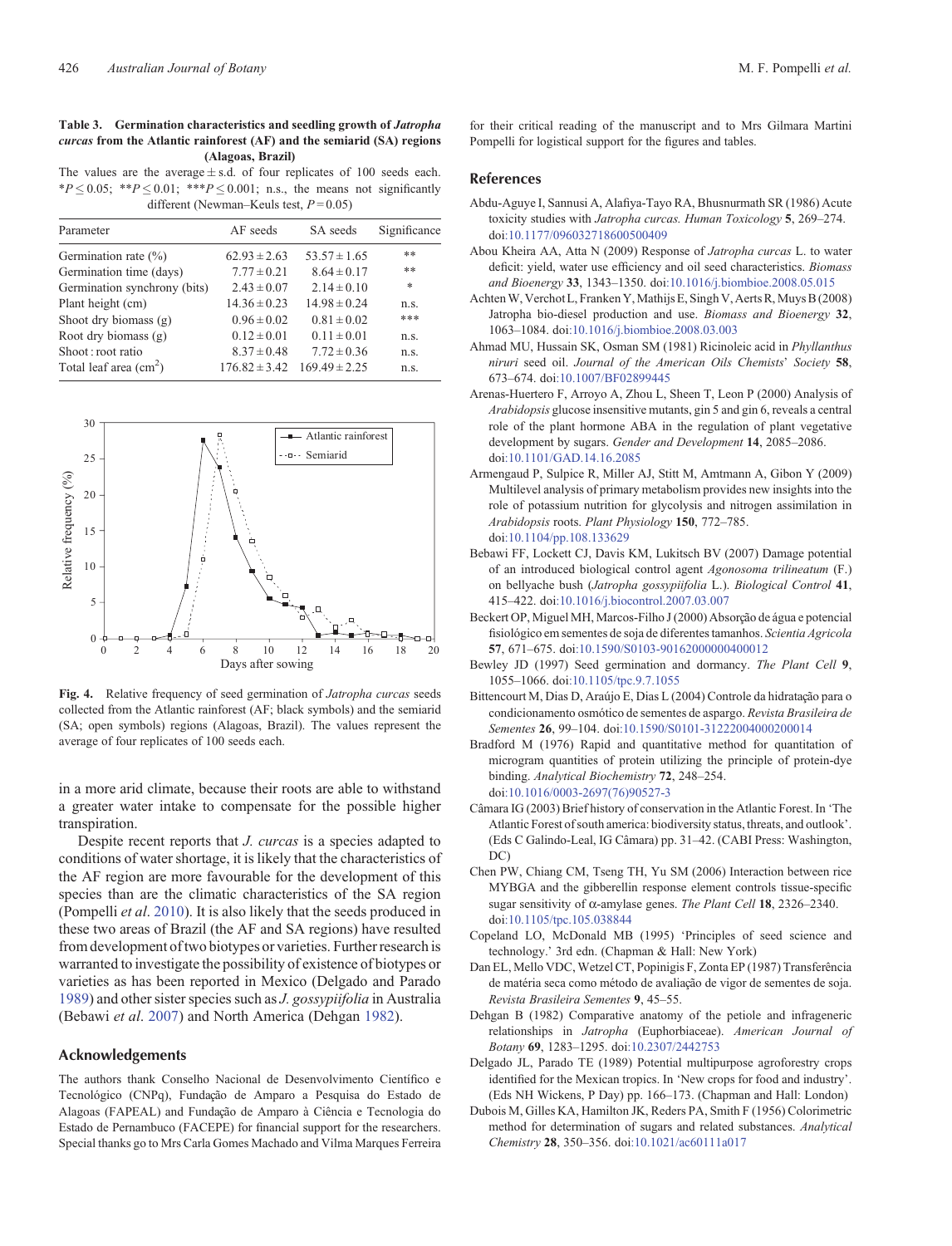**Table 3. Germination characteristics and seedling growth of *Jatropha curcas* from the Atlantic rainforest (AF) and the semiarid (SA) regions (Alagoas, Brazil)**

The values are the average ± s.d. of four replicates of 100 seeds each. \*$P \leq 0.05$; \*\*$P \leq 0.01$; \*\*\*$P \leq 0.001$; n.s., the means not significantly different (Newman–Keuls test, $P = 0.05$)

| Parameter | AF seeds | SA seeds | Significance |
|---|---|---|---|
| Germination rate (%) | 62.93 ± 2.63 | 53.57 ± 1.65 | ** |
| Germination time (days) | 7.77 ± 0.21 | 8.64 ± 0.17 | ** |
| Germination synchrony (bits) | 2.43 ± 0.07 | 2.14 ± 0.10 | * |
| Plant height (cm) | 14.36 ± 0.23 | 14.98 ± 0.24 | n.s. |
| Shoot dry biomass (g) | 0.96 ± 0.02 | 0.81 ± 0.02 | *** |
| Root dry biomass (g) | 0.12 ± 0.01 | 0.11 ± 0.01 | n.s. |
| Shoot : root ratio | 8.37 ± 0.48 | 7.72 ± 0.36 | n.s. |
| Total leaf area ($cm^2$) | 176.82 ± 3.42 | 169.49 ± 2.25 | n.s. |

**Fig. 4.** Relative frequency of seed germination of *Jatropha curcas* seeds collected from the Atlantic rainforest (AF; black symbols) and the semiarid (SA; open symbols) regions (Alagoas, Brazil). The values represent the average of four replicates of 100 seeds each.

in a more arid climate, because their roots are able to withstand a greater water intake to compensate for the possible higher transpiration.

Despite recent reports that *J. curcas* is a species adapted to conditions of water shortage, it is likely that the characteristics of the AF region are more favourable for the development of this species than are the climatic characteristics of the SA region (Pompelli *et al*. 2010). It is also likely that the seeds produced in these two areas of Brazil (the AF and SA regions) have resulted from development of two biotypes or varieties. Further research is warranted to investigate the possibility of existence of biotypes or varieties as has been reported in Mexico (Delgado and Parado 1989) and other sister species such as *J. gossypiifolia* in Australia (Bebawi *et al*. 2007) and North America (Dehgan 1982).

## Acknowledgements

The authors thank Conselho Nacional de Desenvolvimento Científico e Tecnológico (CNPq), Fundação de Amparo a Pesquisa do Estado de Alagoas (FAPEAL) and Fundação de Amparo à Ciência e Tecnologia do Estado de Pernambuco (FACEPE) for financial support for the researchers. Special thanks go to Mrs Carla Gomes Machado and Vilma Marques Ferreira for their critical reading of the manuscript and to Mrs Gilmara Martini Pompelli for logistical support for the figures and tables.

## References

Abdu-Aguye I, Sannusi A, Alafiya-Tayo RA, Bhusnurmath SR (1986) Acute toxicity studies with *Jatropha curcas*. *Human Toxicology* **5**, 269–274. doi:10.1177/096032718600500409

Abou Kheira AA, Atta N (2009) Response of *Jatropha curcas* L. to water deficit: yield, water use efficiency and oil seed characteristics. *Biomass and Bioenergy* **33**, 1343–1350. doi:10.1016/j.biombioe.2008.05.015

Achten W, Verchot L, Franken Y, Mathijs E, Singh V, Aerts R, Muys B (2008) Jatropha bio-diesel production and use. *Biomass and Bioenergy* **32**, 1063–1084. doi:10.1016/j.biombioe.2008.03.003

Ahmad MU, Hussain SK, Osman SM (1981) Ricinoleic acid in *Phyllanthus niruri* seed oil. *Journal of the American Oils Chemists' Society* **58**, 673–674. doi:10.1007/BF02899445

Arenas-Huertero F, Arroyo A, Zhou L, Sheen T, Leon P (2000) Analysis of *Arabidopsis* glucose insensitive mutants, gin 5 and gin 6, reveals a central role of the plant hormone ABA in the regulation of plant vegetative development by sugars. *Gender and Development* **14**, 2085–2086. doi:10.1101/GAD.14.16.2085

Armengaud P, Sulpice R, Miller AJ, Stitt M, Amtmann A, Gibon Y (2009) Multilevel analysis of primary metabolism provides new insights into the role of potassium nutrition for glycolysis and nitrogen assimilation in *Arabidopsis* roots. *Plant Physiology* **150**, 772–785. doi:10.1104/pp.108.133629

Bebawi FF, Lockett CJ, Davis KM, Lukitsch BV (2007) Damage potential of an introduced biological control agent *Agonosoma trilineatum* (F.) on bellyache bush (*Jatropha gossypiifolia* L.). *Biological Control* **41**, 415–422. doi:10.1016/j.biocontrol.2007.03.007

Beckert OP, Miguel MH, Marcos-Filho J (2000) Absorção de água e potencial fisiológico em sementes de soja de diferentes tamanhos. *Scientia Agricola* **57**, 671–675. doi:10.1590/S0103-90162000000400012

Bewley JD (1997) Seed germination and dormancy. *The Plant Cell* **9**, 1055–1066. doi:10.1105/tpc.9.7.1055

Bittencourt M, Dias D, Araújo E, Dias L (2004) Controle da hidratação para o condicionamento osmótico de sementes de aspargo. *Revista Brasileira de Sementes* **26**, 99–104. doi:10.1590/S0101-31222004000200014

Bradford M (1976) Rapid and quantitative method for quantitation of microgram quantities of protein utilizing the principle of protein-dye binding. *Analytical Biochemistry* **72**, 248–254. doi:10.1016/0003-2697(76)90527-3

Câmara IG (2003) Brief history of conservation in the Atlantic Forest. In 'The Atlantic Forest of south america: biodiversity status, threats, and outlook'. (Eds C Galindo-Leal, IG Câmara) pp. 31–42. (CABI Press: Washington, DC)

Chen PW, Chiang CM, Tseng TH, Yu SM (2006) Interaction between rice MYBGA and the gibberellin response element controls tissue-specific sugar sensitivity of α-amylase genes. *The Plant Cell* **18**, 2326–2340. doi:10.1105/tpc.105.038844

Copeland LO, McDonald MB (1995) 'Principles of seed science and technology.' 3rd edn. (Chapman & Hall: New York)

Dan EL, Mello VDC, Wetzel CT, Popinigis F, Zonta EP (1987) Transferência de matéria seca como método de avaliação de vigor de sementes de soja. *Revista Brasileira Sementes* **9**, 45–55.

Dehgan B (1982) Comparative anatomy of the petiole and infrageneric relationships in *Jatropha* (Euphorbiaceae). *American Journal of Botany* **69**, 1283–1295. doi:10.2307/2442753

Delgado JL, Parado TE (1989) Potential multipurpose agroforestry crops identified for the Mexican tropics. In 'New crops for food and industry'. (Eds NH Wickens, P Day) pp. 166–173. (Chapman and Hall: London)

Dubois M, Gilles KA, Hamilton JK, Reders PA, Smith F (1956) Colorimetric method for determination of sugars and related substances. *Analytical Chemistry* **28**, 350–356. doi:10.1021/ac60111a017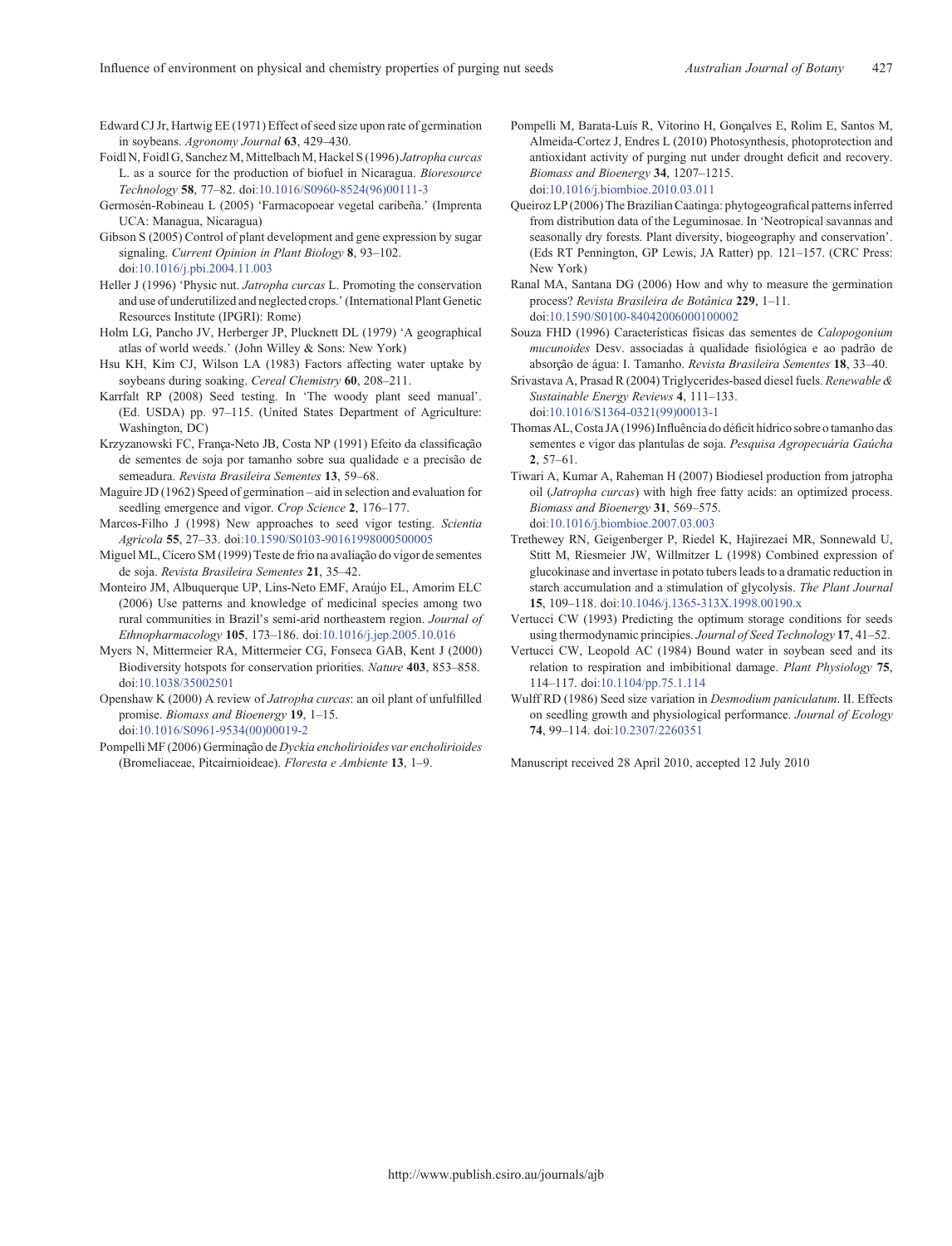Edward CJ Jr, Hartwig EE (1971) Effect of seed size upon rate of germination in soybeans. *Agronomy Journal* **63**, 429–430.

Foidl N, Foidl G, Sanchez M, Mittelbach M, Hackel S (1996) *Jatropha curcas* L. as a source for the production of biofuel in Nicaragua. *Bioresource Technology* **58**, 77–82. doi:10.1016/S0960-8524(96)00111-3

Germosén-Robineau L (2005) 'Farmacopoear vegetal caribeña.' (Imprenta UCA: Managua, Nicaragua)

Gibson S (2005) Control of plant development and gene expression by sugar signaling. *Current Opinion in Plant Biology* **8**, 93–102. doi:10.1016/j.pbi.2004.11.003

Heller J (1996) 'Physic nut. *Jatropha curcas* L. Promoting the conservation and use of underutilized and neglected crops.' (International Plant Genetic Resources Institute (IPGRI): Rome)

Holm LG, Pancho JV, Herberger JP, Plucknett DL (1979) 'A geographical atlas of world weeds.' (John Willey & Sons: New York)

Hsu KH, Kim CJ, Wilson LA (1983) Factors affecting water uptake by soybeans during soaking. *Cereal Chemistry* **60**, 208–211.

Karrfalt RP (2008) Seed testing. In 'The woody plant seed manual'. (Ed. USDA) pp. 97–115. (United States Department of Agriculture: Washington, DC)

Krzyzanowski FC, França-Neto JB, Costa NP (1991) Efeito da classificação de sementes de soja por tamanho sobre sua qualidade e a precisão de semeadura. *Revista Brasileira Sementes* **13**, 59–68.

Maguire JD (1962) Speed of germination – aid in selection and evaluation for seedling emergence and vigor. *Crop Science* **2**, 176–177.

Marcos-Filho J (1998) New approaches to seed vigor testing. *Scientia Agricola* **55**, 27–33. doi:10.1590/S0103-90161998000500005

Miguel ML, Cícero SM (1999) Teste de frio na avaliação do vigor de sementes de soja. *Revista Brasileira Sementes* **21**, 35–42.

Monteiro JM, Albuquerque UP, Lins-Neto EMF, Araújo EL, Amorim ELC (2006) Use patterns and knowledge of medicinal species among two rural communities in Brazil's semi-arid northeastern region. *Journal of Ethnopharmacology* **105**, 173–186. doi:10.1016/j.jep.2005.10.016

Myers N, Mittermeier RA, Mittermeier CG, Fonseca GAB, Kent J (2000) Biodiversity hotspots for conservation priorities. *Nature* **403**, 853–858. doi:10.1038/35002501

Openshaw K (2000) A review of *Jatropha curcas*: an oil plant of unfulfilled promise. *Biomass and Bioenergy* **19**, 1–15. doi:10.1016/S0961-9534(00)00019-2

Pompelli MF (2006) Germinação de *Dyckia encholirioides var encholirioides* (Bromeliaceae, Pitcairnioideae). *Floresta e Ambiente* **13**, 1–9.

Pompelli M, Barata-Luís R, Vitorino H, Gonçalves E, Rolim E, Santos M, Almeida-Cortez J, Endres L (2010) Photosynthesis, photoprotection and antioxidant activity of purging nut under drought deficit and recovery. *Biomass and Bioenergy* **34**, 1207–1215. doi:10.1016/j.biombioe.2010.03.011

Queiroz LP (2006) The Brazilian Caatinga: phytogeografical patterns inferred from distribution data of the Leguminosae. In 'Neotropical savannas and seasonally dry forests. Plant diversity, biogeography and conservation'. (Eds RT Pennington, GP Lewis, JA Ratter) pp. 121–157. (CRC Press: New York)

Ranal MA, Santana DG (2006) How and why to measure the germination process? *Revista Brasileira de Botânica* **229**, 1–11. doi:10.1590/S0100-84042006000100002

Souza FHD (1996) Características físicas das sementes de *Calopogonium mucunoides* Desv. associadas à qualidade fisiológica e ao padrão de absorção de água: I. Tamanho. *Revista Brasileira Sementes* **18**, 33–40.

Srivastava A, Prasad R (2004) Triglycerides-based diesel fuels. *Renewable & Sustainable Energy Reviews* **4**, 111–133. doi:10.1016/S1364-0321(99)00013-1

Thomas AL, Costa JA (1996) Influência do déficit hídrico sobre o tamanho das sementes e vigor das plantulas de soja. *Pesquisa Agropecuária Gaúcha* **2**, 57–61.

Tiwari A, Kumar A, Raheman H (2007) Biodiesel production from jatropha oil (*Jatropha curcas*) with high free fatty acids: an optimized process. *Biomass and Bioenergy* **31**, 569–575. doi:10.1016/j.biombioe.2007.03.003

Trethewey RN, Geigenberger P, Riedel K, Hajirezaei MR, Sonnewald U, Stitt M, Riesmeier JW, Willmitzer L (1998) Combined expression of glucokinase and invertase in potato tubers leads to a dramatic reduction in starch accumulation and a stimulation of glycolysis. *The Plant Journal* **15**, 109–118. doi:10.1046/j.1365-313X.1998.00190.x

Vertucci CW (1993) Predicting the optimum storage conditions for seeds using thermodynamic principles. *Journal of Seed Technology* **17**, 41–52.

Vertucci CW, Leopold AC (1984) Bound water in soybean seed and its relation to respiration and imbibitional damage. *Plant Physiology* **75**, 114–117. doi:10.1104/pp.75.1.114

Wulff RD (1986) Seed size variation in *Desmodium paniculatum*. II. Effects on seedling growth and physiological performance. *Journal of Ecology* **74**, 99–114. doi:10.2307/2260351

Manuscript received 28 April 2010, accepted 12 July 2010